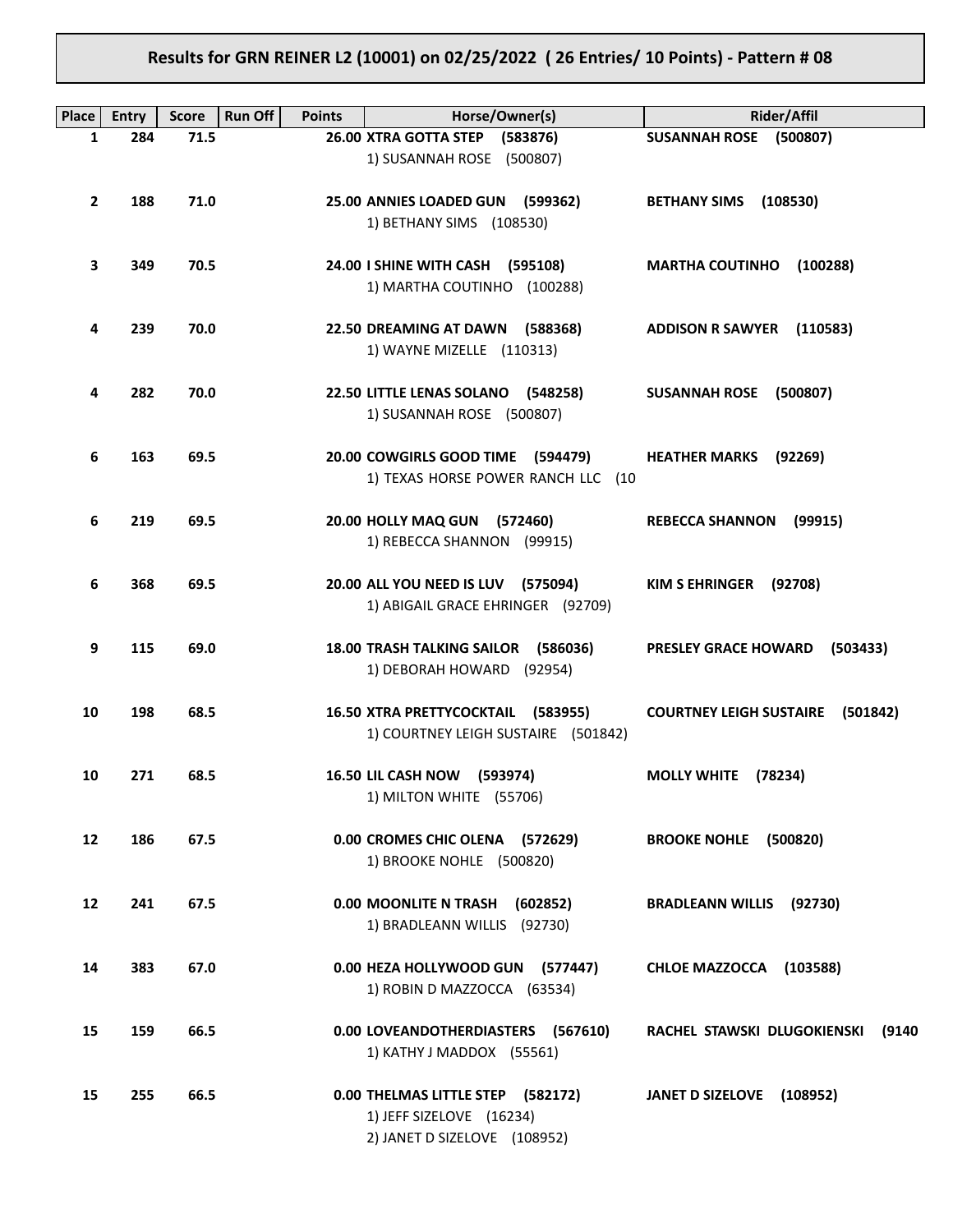# Results for GRN REINER L2 (10001) on 02/25/2022 ( 26 Entries/ 10 Points) - Pattern # 08

| Place | Entry | Score | Run Off | Points | Horse/Owner(s) | Rider/Affil |
|---|---|---|---|---|---|---|
| 1 | 284 | 71.5 | | 26.00 | **XTRA GOTTA STEP (583876)**<br>1) SUSANNAH ROSE (500807) | **SUSANNAH ROSE (500807)** |
| 2 | 188 | 71.0 | | 25.00 | **ANNIES LOADED GUN (599362)**<br>1) BETHANY SIMS (108530) | **BETHANY SIMS (108530)** |
| 3 | 349 | 70.5 | | 24.00 | **I SHINE WITH CASH (595108)**<br>1) MARTHA COUTINHO (100288) | **MARTHA COUTINHO (100288)** |
| 4 | 239 | 70.0 | | 22.50 | **DREAMING AT DAWN (588368)**<br>1) WAYNE MIZELLE (110313) | **ADDISON R SAWYER (110583)** |
| 4 | 282 | 70.0 | | 22.50 | **LITTLE LENAS SOLANO (548258)**<br>1) SUSANNAH ROSE (500807) | **SUSANNAH ROSE (500807)** |
| 6 | 163 | 69.5 | | 20.00 | **COWGIRLS GOOD TIME (594479)**<br>1) TEXAS HORSE POWER RANCH LLC (10 | **HEATHER MARKS (92269)** |
| 6 | 219 | 69.5 | | 20.00 | **HOLLY MAQ GUN (572460)**<br>1) REBECCA SHANNON (99915) | **REBECCA SHANNON (99915)** |
| 6 | 368 | 69.5 | | 20.00 | **ALL YOU NEED IS LUV (575094)**<br>1) ABIGAIL GRACE EHRINGER (92709) | **KIM S EHRINGER (92708)** |
| 9 | 115 | 69.0 | | 18.00 | **TRASH TALKING SAILOR (586036)**<br>1) DEBORAH HOWARD (92954) | **PRESLEY GRACE HOWARD (503433)** |
| 10 | 198 | 68.5 | | 16.50 | **XTRA PRETTYCOCKTAIL (583955)**<br>1) COURTNEY LEIGH SUSTAIRE (501842) | **COURTNEY LEIGH SUSTAIRE (501842)** |
| 10 | 271 | 68.5 | | 16.50 | **LIL CASH NOW (593974)**<br>1) MILTON WHITE (55706) | **MOLLY WHITE (78234)** |
| 12 | 186 | 67.5 | | 0.00 | **CROMES CHIC OLENA (572629)**<br>1) BROOKE NOHLE (500820) | **BROOKE NOHLE (500820)** |
| 12 | 241 | 67.5 | | 0.00 | **MOONLITE N TRASH (602852)**<br>1) BRADLEANN WILLIS (92730) | **BRADLEANN WILLIS (92730)** |
| 14 | 383 | 67.0 | | 0.00 | **HEZA HOLLYWOOD GUN (577447)**<br>1) ROBIN D MAZZOCCA (63534) | **CHLOE MAZZOCCA (103588)** |
| 15 | 159 | 66.5 | | 0.00 | **LOVEANDOTHERDIASTERS (567610)**<br>1) KATHY J MADDOX (55561) | **RACHEL STAWSKI DLUGOKIENSKI (9140** |
| 15 | 255 | 66.5 | | 0.00 | **THELMAS LITTLE STEP (582172)**<br>1) JEFF SIZELOVE (16234)<br>2) JANET D SIZELOVE (108952) | **JANET D SIZELOVE (108952)** |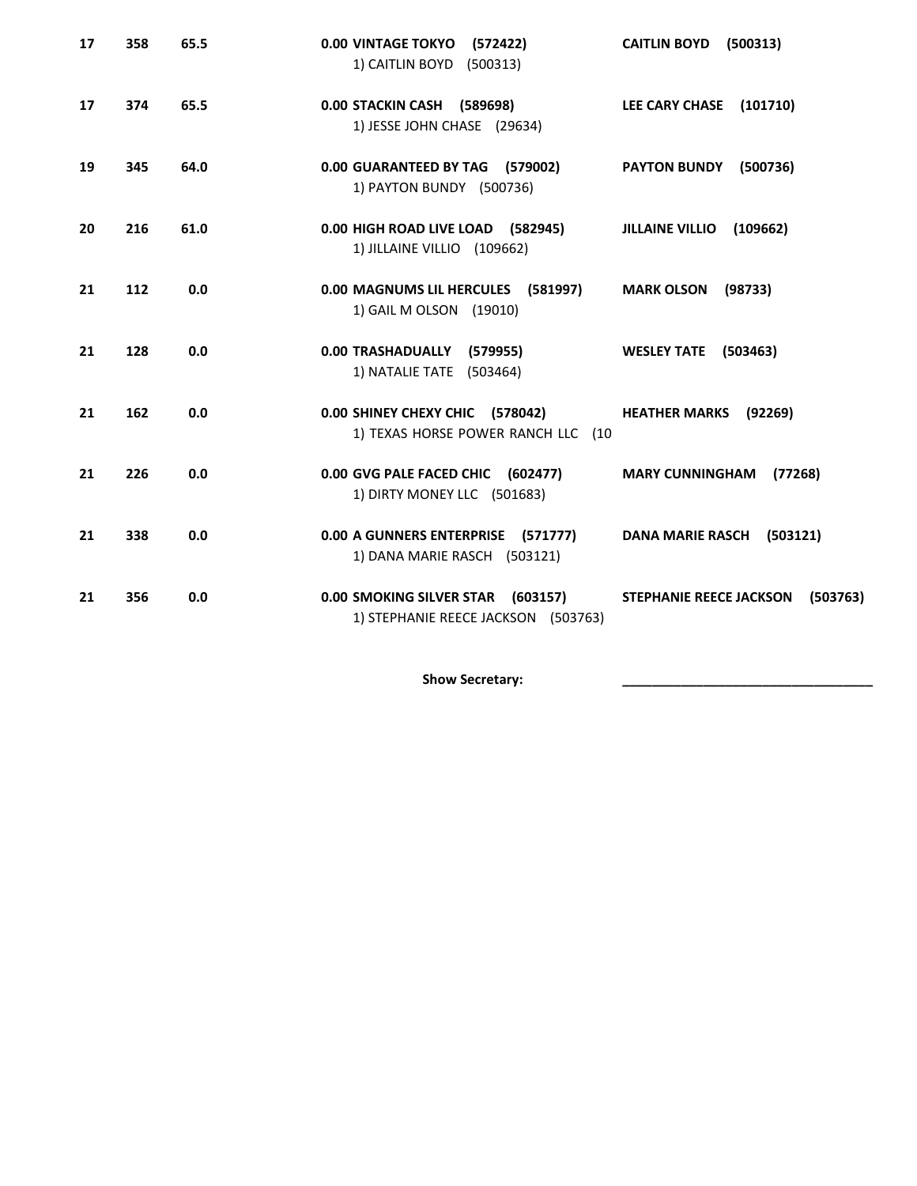| | | | | |
|---|---|---|---|---|
| **17** | **358** | **65.5** | **0.00 VINTAGE TOKYO (572422)**<br>1) CAITLIN BOYD (500313) | **CAITLIN BOYD (500313)** |
| **17** | **374** | **65.5** | **0.00 STACKIN CASH (589698)**<br>1) JESSE JOHN CHASE (29634) | **LEE CARY CHASE (101710)** |
| **19** | **345** | **64.0** | **0.00 GUARANTEED BY TAG (579002)**<br>1) PAYTON BUNDY (500736) | **PAYTON BUNDY (500736)** |
| **20** | **216** | **61.0** | **0.00 HIGH ROAD LIVE LOAD (582945)**<br>1) JILLAINE VILLIO (109662) | **JILLAINE VILLIO (109662)** |
| **21** | **112** | **0.0** | **0.00 MAGNUMS LIL HERCULES (581997)**<br>1) GAIL M OLSON (19010) | **MARK OLSON (98733)** |
| **21** | **128** | **0.0** | **0.00 TRASHADUALLY (579955)**<br>1) NATALIE TATE (503464) | **WESLEY TATE (503463)** |
| **21** | **162** | **0.0** | **0.00 SHINEY CHEXY CHIC (578042)**<br>1) TEXAS HORSE POWER RANCH LLC (10 | **HEATHER MARKS (92269)** |
| **21** | **226** | **0.0** | **0.00 GVG PALE FACED CHIC (602477)**<br>1) DIRTY MONEY LLC (501683) | **MARY CUNNINGHAM (77268)** |
| **21** | **338** | **0.0** | **0.00 A GUNNERS ENTERPRISE (571777)**<br>1) DANA MARIE RASCH (503121) | **DANA MARIE RASCH (503121)** |
| **21** | **356** | **0.0** | **0.00 SMOKING SILVER STAR (603157)**<br>1) STEPHANIE REECE JACKSON (503763) | **STEPHANIE REECE JACKSON (503763)** |

**Show Secretary:** ___________________________________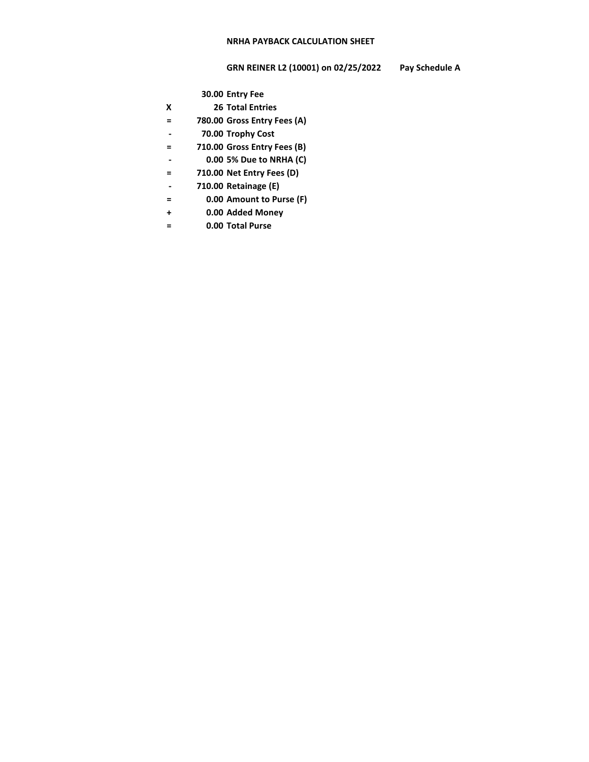**NRHA PAYBACK CALCULATION SHEET**

**GRN REINER L2 (10001) on 02/25/2022 Pay Schedule A**

| | | |
|---|---|---|
| | 30.00 | Entry Fee |
| X | 26 | Total Entries |
| = | 780.00 | Gross Entry Fees (A) |
| - | 70.00 | Trophy Cost |
| = | 710.00 | Gross Entry Fees (B) |
| - | 0.00 | 5% Due to NRHA (C) |
| = | 710.00 | Net Entry Fees (D) |
| - | 710.00 | Retainage (E) |
| = | 0.00 | Amount to Purse (F) |
| + | 0.00 | Added Money |
| = | 0.00 | Total Purse |